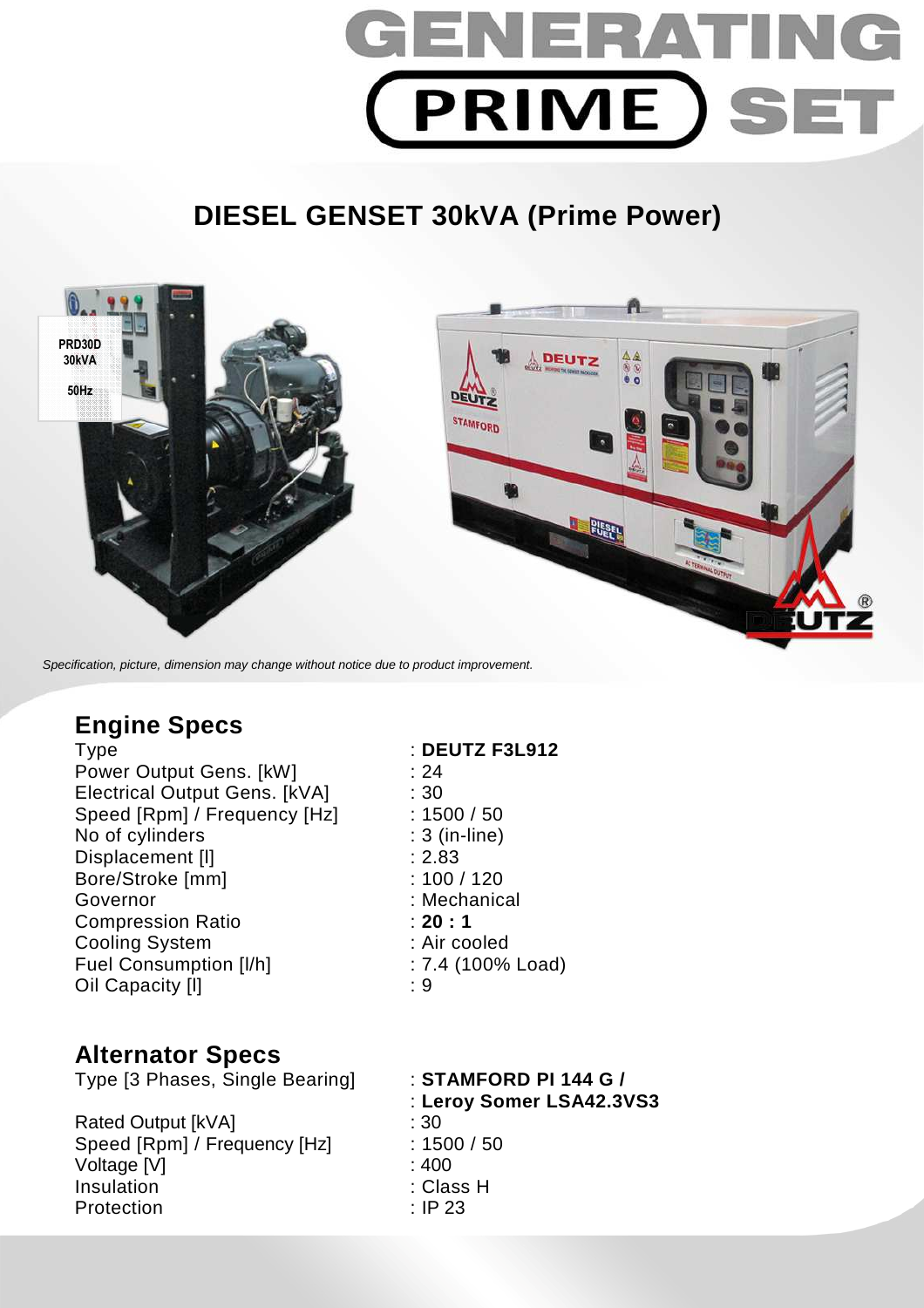# GENERATING PRIME SET

## DIESEL GENSET 30kVA (Prime Power)

*Specification, picture, dimension may change without notice due to product improvement.*

## Engine Specs

| | |
|---|---|
| Type | : **DEUTZ F3L912** |
| Power Output Gens. [kW] | : 24 |
| Electrical Output Gens. [kVA] | : 30 |
| Speed [Rpm] / Frequency [Hz] | : 1500 / 50 |
| No of cylinders | : 3 (in-line) |
| Displacement [l] | : 2.83 |
| Bore/Stroke [mm] | : 100 / 120 |
| Governor | : Mechanical |
| Compression Ratio | : **20 : 1** |
| Cooling System | : Air cooled |
| Fuel Consumption [l/h] | : 7.4 (100% Load) |
| Oil Capacity [l] | : 9 |

## Alternator Specs

| | |
|---|---|
| Type [3 Phases, Single Bearing] | : **STAMFORD PI 144 G /** <br> : **Leroy Somer LSA42.3VS3** |
| Rated Output [kVA] | : 30 |
| Speed [Rpm] / Frequency [Hz] | : 1500 / 50 |
| Voltage [V] | : 400 |
| Insulation | : Class H |
| Protection | : IP 23 |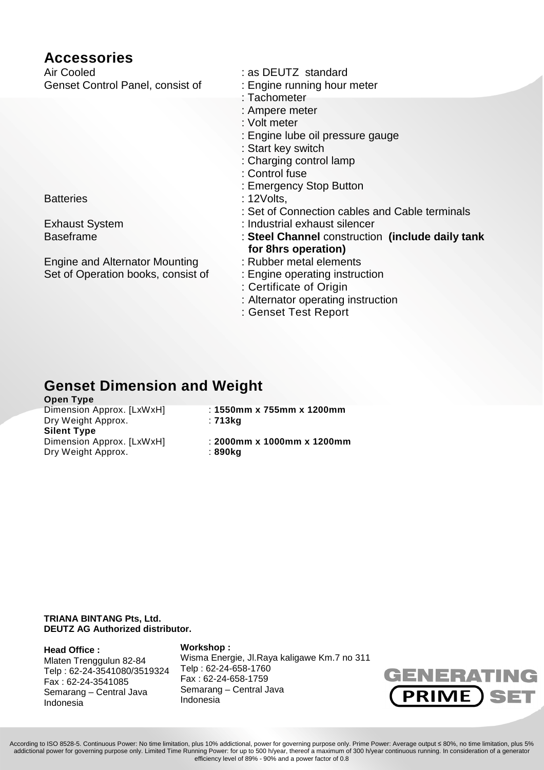## Accessories

| | |
|---|---|
| Air Cooled | : as DEUTZ standard |
| Genset Control Panel, consist of | : Engine running hour meter |
| | : Tachometer |
| | : Ampere meter |
| | : Volt meter |
| | : Engine lube oil pressure gauge |
| | : Start key switch |
| | : Charging control lamp |
| | : Control fuse |
| | : Emergency Stop Button |
| Batteries | : 12Volts, |
| | : Set of Connection cables and Cable terminals |
| Exhaust System | : Industrial exhaust silencer |
| Baseframe | : **Steel Channel** construction **(include daily tank for 8hrs operation)** |
| Engine and Alternator Mounting | : Rubber metal elements |
| Set of Operation books, consist of | : Engine operating instruction |
| | : Certificate of Origin |
| | : Alternator operating instruction |
| | : Genset Test Report |

## Genset Dimension and Weight

**Open Type**

Dimension Approx. [LxWxH] : **1550mm x 755mm x 1200mm**
Dry Weight Approx. : **713kg**

**Silent Type**

Dimension Approx. [LxWxH] : **2000mm x 1000mm x 1200mm**
Dry Weight Approx. : **890kg**

**TRIANA BINTANG Pts, Ltd.**
**DEUTZ AG Authorized distributor.**

**Head Office :**
Mlaten Trenggulun 82-84
Telp : 62-24-3541080/3519324
Fax : 62-24-3541085
Semarang – Central Java
Indonesia

**Workshop :**
Wisma Energie, Jl.Raya kaligawe Km.7 no 311
Telp : 62-24-658-1760
Fax : 62-24-658-1759
Semarang – Central Java
Indonesia

GENERATING PRIME SET

According to ISO 8528-5. Continuous Power: No time limitation, plus 10% addictional, power for governing purpose only. Prime Power: Average output ≤ 80%, no time limitation, plus 5% addictional power for governing purpose only. Limited Time Running Power: for up to 500 h/year, thereof a maximum of 300 h/year continuous running. In consideration of a generator efficiency level of 89% - 90% and a power factor of 0.8